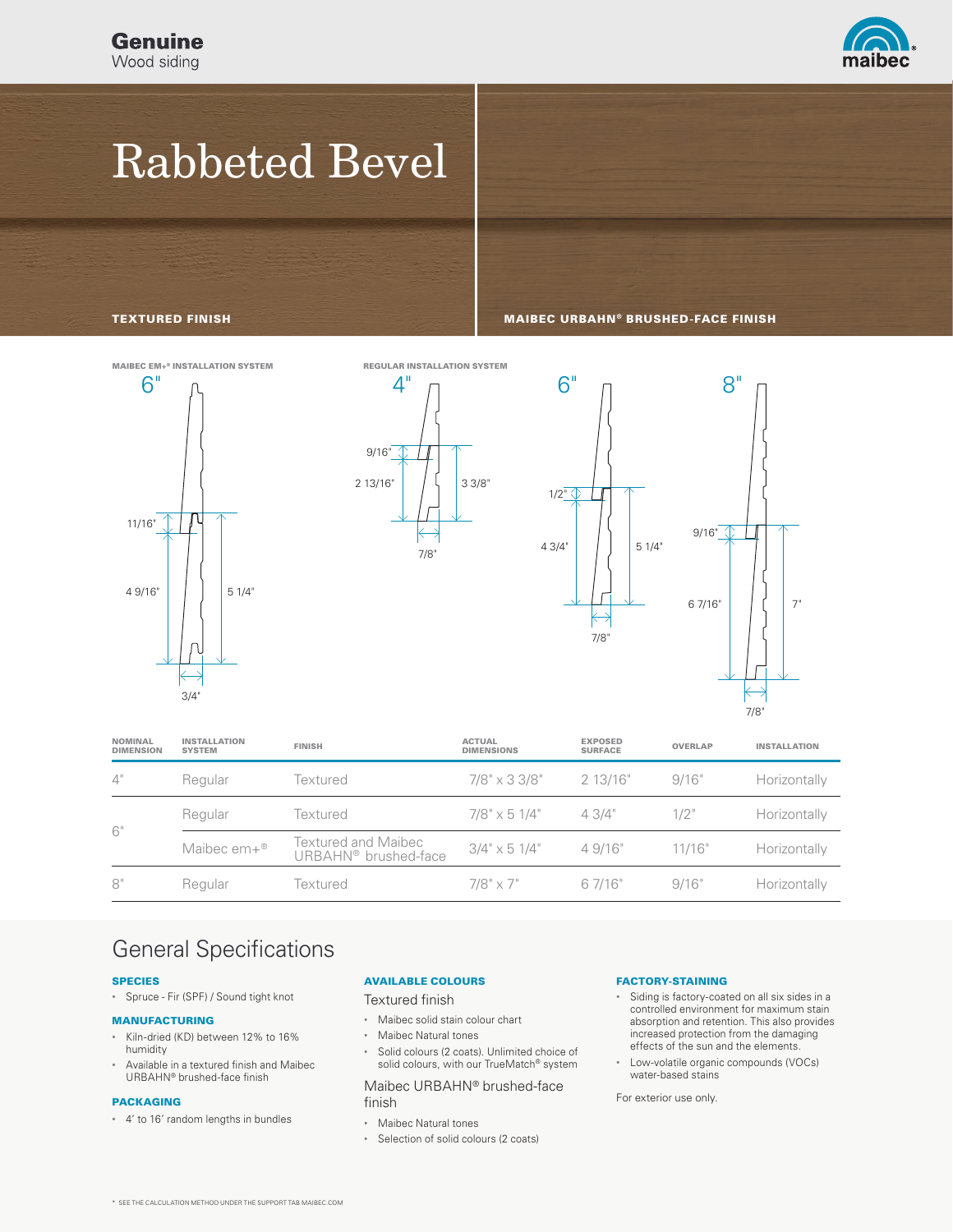Genuine
Wood siding

# Rabbeted Bevel

TEXTURED FINISH

MAIBEC URBAHN® BRUSHED-FACE FINISH

MAIBEC EM+® INSTALLATION SYSTEM

6"

11/16"

4 9/16"

5 1/4"

3/4"

REGULAR INSTALLATION SYSTEM

4"

9/16"

2 13/16"

3 3/8"

7/8"

6"

1/2"

4 3/4"

5 1/4"

7/8"

8"

9/16"

6 7/16"

7"

7/8"

| NOMINAL DIMENSION | INSTALLATION SYSTEM | FINISH | ACTUAL DIMENSIONS | EXPOSED SURFACE | OVERLAP | INSTALLATION |
|---|---|---|---|---|---|---|
| 4" | Regular | Textured | 7/8" x 3 3/8" | 2 13/16" | 9/16" | Horizontally |
| 6" | Regular | Textured | 7/8" x 5 1/4" | 4 3/4" | 1/2" | Horizontally |
| | Maibec em+® | Textured and Maibec URBAHN® brushed-face | 3/4" x 5 1/4" | 4 9/16" | 11/16" | Horizontally |
| 8" | Regular | Textured | 7/8" x 7" | 6 7/16" | 9/16" | Horizontally |

## General Specifications

### SPECIES

- Spruce - Fir (SPF) / Sound tight knot

### MANUFACTURING

- Kiln-dried (KD) between 12% to 16% humidity
- Available in a textured finish and Maibec URBAHN® brushed-face finish

### PACKAGING

- 4' to 16' random lengths in bundles

### AVAILABLE COLOURS

Textured finish

- Maibec solid stain colour chart
- Maibec Natural tones
- Solid colours (2 coats). Unlimited choice of solid colours, with our TrueMatch® system

Maibec URBAHN® brushed-face finish

- Maibec Natural tones
- Selection of solid colours (2 coats)

### FACTORY-STAINING

- Siding is factory-coated on all six sides in a controlled environment for maximum stain absorption and retention. This also provides increased protection from the damaging effects of the sun and the elements.
- Low-volatile organic compounds (VOCs) water-based stains

For exterior use only.

* SEE THE CALCULATION METHOD UNDER THE SUPPORT TAB MAIBEC.COM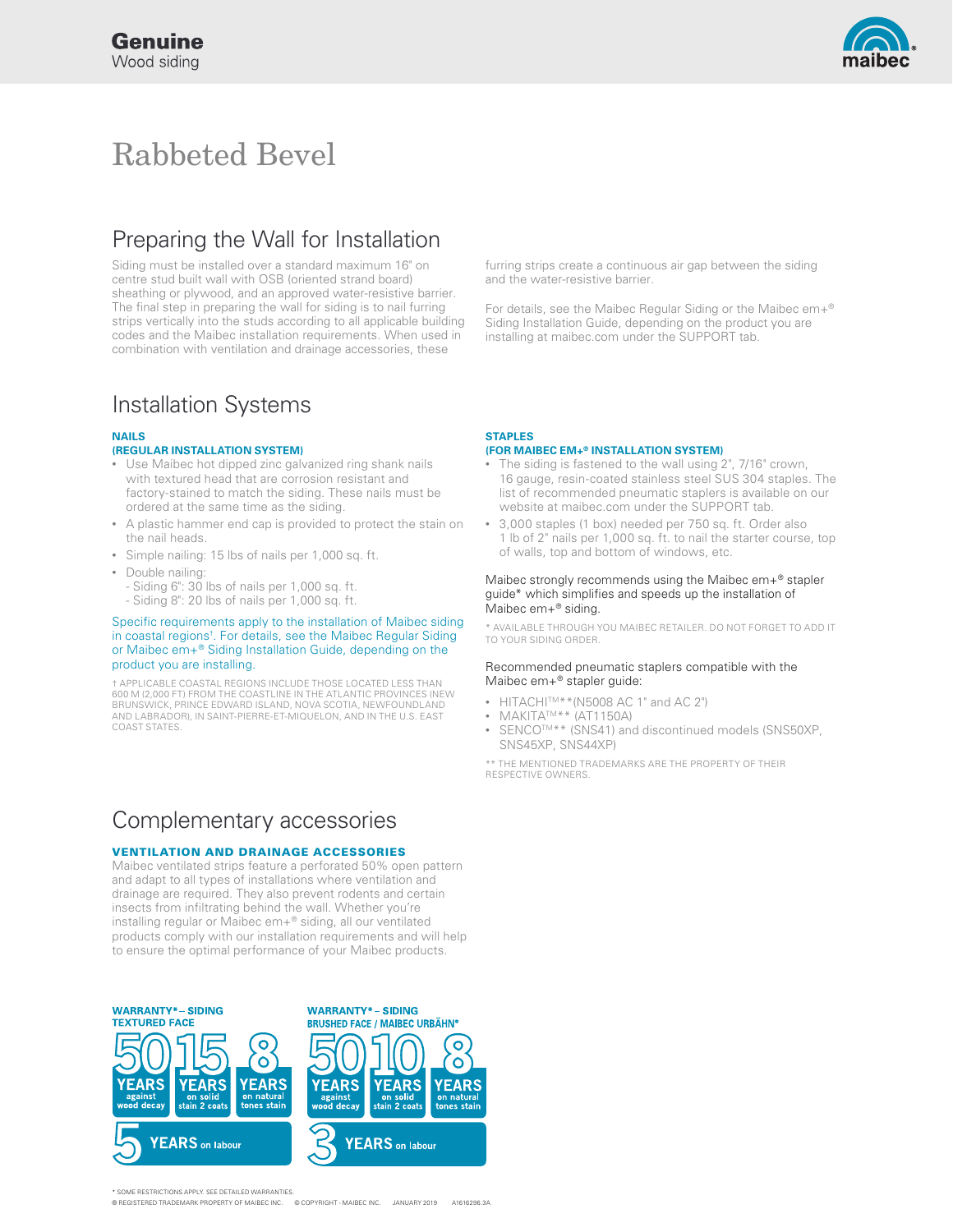Genuine
Wood siding

maibec

# Rabbeted Bevel

## Preparing the Wall for Installation

Siding must be installed over a standard maximum 16" on centre stud built wall with OSB (oriented strand board) sheathing or plywood, and an approved water-resistive barrier. The final step in preparing the wall for siding is to nail furring strips vertically into the studs according to all applicable building codes and the Maibec installation requirements. When used in combination with ventilation and drainage accessories, these furring strips create a continuous air gap between the siding and the water-resistive barrier.

For details, see the Maibec Regular Siding or the Maibec em+® Siding Installation Guide, depending on the product you are installing at maibec.com under the SUPPORT tab.

## Installation Systems

### NAILS
### (REGULAR INSTALLATION SYSTEM)

- Use Maibec hot dipped zinc galvanized ring shank nails with textured head that are corrosion resistant and factory-stained to match the siding. These nails must be ordered at the same time as the siding.
- A plastic hammer end cap is provided to protect the stain on the nail heads.
- Simple nailing: 15 lbs of nails per 1,000 sq. ft.
- Double nailing:
  - Siding 6": 30 lbs of nails per 1,000 sq. ft.
  - Siding 8": 20 lbs of nails per 1,000 sq. ft.

Specific requirements apply to the installation of Maibec siding in coastal regions†. For details, see the Maibec Regular Siding or Maibec em+® Siding Installation Guide, depending on the product you are installing.

† APPLICABLE COASTAL REGIONS INCLUDE THOSE LOCATED LESS THAN 600 M (2,000 FT) FROM THE COASTLINE IN THE ATLANTIC PROVINCES (NEW BRUNSWICK, PRINCE EDWARD ISLAND, NOVA SCOTIA, NEWFOUNDLAND AND LABRADOR), IN SAINT-PIERRE-ET-MIQUELON, AND IN THE U.S. EAST COAST STATES.

### STAPLES
### (FOR MAIBEC EM+® INSTALLATION SYSTEM)

- The siding is fastened to the wall using 2", 7/16" crown, 16 gauge, resin-coated stainless steel SUS 304 staples. The list of recommended pneumatic staplers is available on our website at maibec.com under the SUPPORT tab.
- 3,000 staples (1 box) needed per 750 sq. ft. Order also 1 lb of 2" nails per 1,000 sq. ft. to nail the starter course, top of walls, top and bottom of windows, etc.

Maibec strongly recommends using the Maibec em+® stapler guide* which simplifies and speeds up the installation of Maibec em+® siding.

* AVAILABLE THROUGH YOU MAIBEC RETAILER. DO NOT FORGET TO ADD IT TO YOUR SIDING ORDER.

Recommended pneumatic staplers compatible with the Maibec em+® stapler guide:

- HITACHI™** (N5008 AC 1" and AC 2")
- MAKITA™** (AT1150A)
- SENCO™** (SNS41) and discontinued models (SNS50XP, SNS45XP, SNS44XP)

** THE MENTIONED TRADEMARKS ARE THE PROPERTY OF THEIR RESPECTIVE OWNERS.

## Complementary accessories

### VENTILATION AND DRAINAGE ACCESSORIES

Maibec ventilated strips feature a perforated 50% open pattern and adapt to all types of installations where ventilation and drainage are required. They also prevent rodents and certain insects from infiltrating behind the wall. Whether you're installing regular or Maibec em+® siding, all our ventilated products comply with our installation requirements and will help to ensure the optimal performance of your Maibec products.

**WARRANTY* – SIDING**
**TEXTURED FACE**

50 YEARS against wood decay
15 YEARS on solid stain 2 coats
8 YEARS on natural tones stain
5 YEARS on labour

**WARRANTY* – SIDING**
**BRUSHED FACE / MAIBEC URBĀHN®**

50 YEARS against wood decay
10 YEARS on solid stain 2 coats
8 YEARS on natural tones stain
3 YEARS on labour

* SOME RESTRICTIONS APPLY. SEE DETAILED WARRANTIES.
® REGISTERED TRADEMARK PROPERTY OF MAIBEC INC. © COPYRIGHT - MAIBEC INC. JANUARY 2019 A1616296.3A